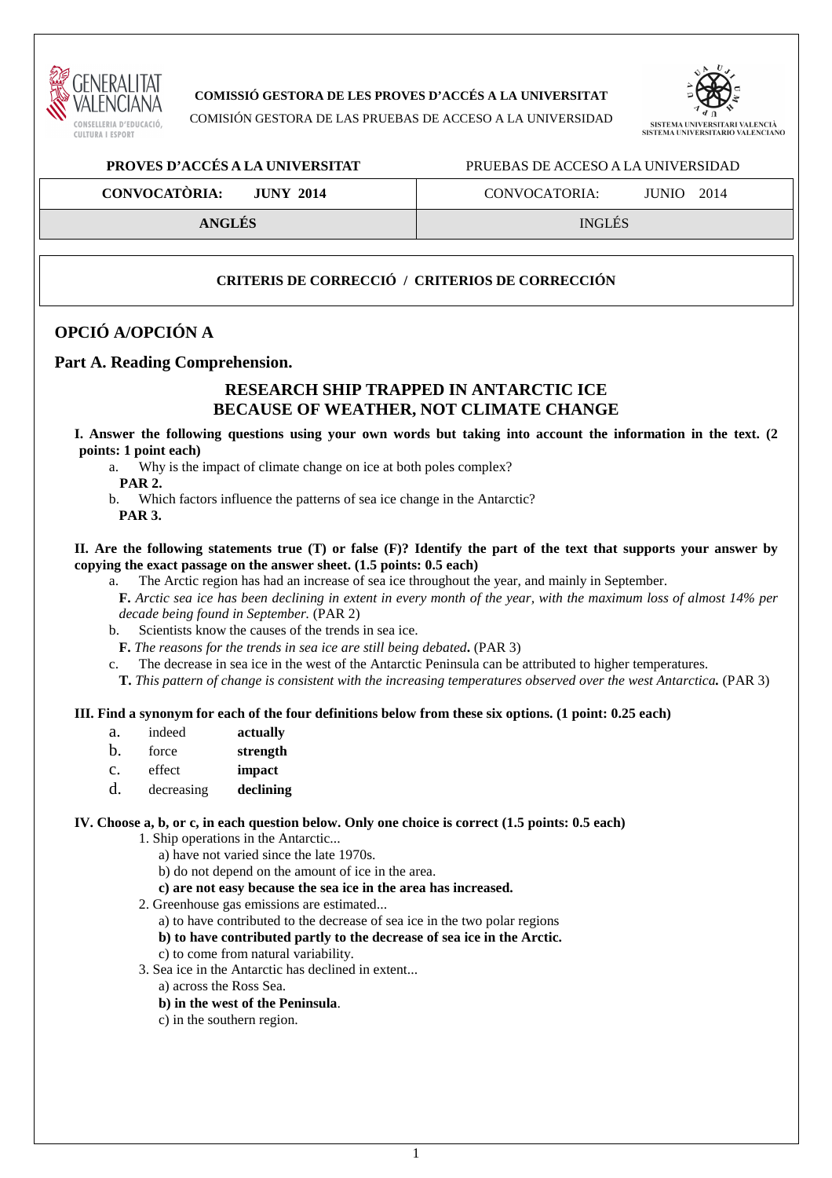**COMISSIÓ GESTORA DE LES PROVES D'ACCÉS A LA UNIVERSITAT**

COMISIÓN GESTORA DE LAS PRUEBAS DE ACCESO A LA UNIVERSIDAD

| **PROVES D'ACCÉS A LA UNIVERSITAT** | PRUEBAS DE ACCESO A LA UNIVERSIDAD |
|---|---|
| **CONVOCATÒRIA: JUNY 2014** | CONVOCATORIA: JUNIO 2014 |
| **ANGLÉS** | INGLÉS |

**CRITERIS DE CORRECCIÓ / CRITERIOS DE CORRECCIÓN**

## OPCIÓ A/OPCIÓN A

### Part A. Reading Comprehension.

### RESEARCH SHIP TRAPPED IN ANTARCTIC ICE BECAUSE OF WEATHER, NOT CLIMATE CHANGE

**I. Answer the following questions using your own words but taking into account the information in the text. (2 points: 1 point each)**

a. Why is the impact of climate change on ice at both poles complex?
**PAR 2.**

b. Which factors influence the patterns of sea ice change in the Antarctic?
**PAR 3.**

**II. Are the following statements true (T) or false (F)? Identify the part of the text that supports your answer by copying the exact passage on the answer sheet. (1.5 points: 0.5 each)**

a. The Arctic region has had an increase of sea ice throughout the year, and mainly in September.
**F.** *Arctic sea ice has been declining in extent in every month of the year, with the maximum loss of almost 14% per decade being found in September.* (PAR 2)

b. Scientists know the causes of the trends in sea ice.
**F.** *The reasons for the trends in sea ice are still being debated***.** (PAR 3)

c. The decrease in sea ice in the west of the Antarctic Peninsula can be attributed to higher temperatures.
**T.** *This pattern of change is consistent with the increasing temperatures observed over the west Antarctica.* (PAR 3)

**III. Find a synonym for each of the four definitions below from these six options. (1 point: 0.25 each)**

a. indeed **actually**
b. force **strength**
c. effect **impact**
d. decreasing **declining**

**IV. Choose a, b, or c, in each question below. Only one choice is correct (1.5 points: 0.5 each)**

1. Ship operations in the Antarctic...
   a) have not varied since the late 1970s.
   b) do not depend on the amount of ice in the area.
   **c) are not easy because the sea ice in the area has increased.**
2. Greenhouse gas emissions are estimated...
   a) to have contributed to the decrease of sea ice in the two polar regions
   **b) to have contributed partly to the decrease of sea ice in the Arctic.**
   c) to come from natural variability.
3. Sea ice in the Antarctic has declined in extent...
   a) across the Ross Sea.
   **b) in the west of the Peninsula**.
   c) in the southern region.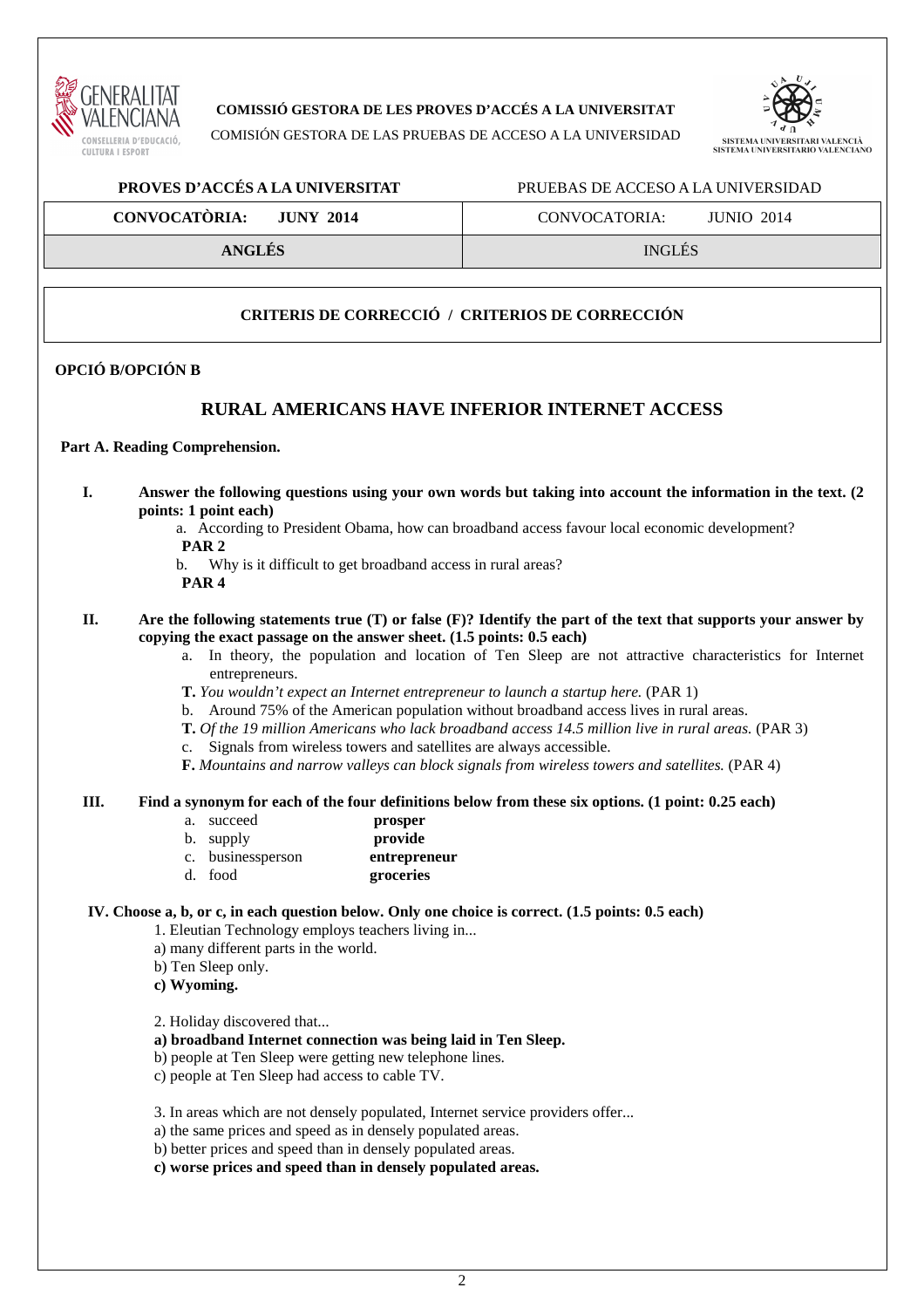**COMISSIÓ GESTORA DE LES PROVES D'ACCÉS A LA UNIVERSITAT**

COMISIÓN GESTORA DE LAS PRUEBAS DE ACCESO A LA UNIVERSIDAD

| **PROVES D'ACCÉS A LA UNIVERSITAT** | PRUEBAS DE ACCESO A LA UNIVERSIDAD |
|---|---|
| **CONVOCATÒRIA: JUNY 2014** | CONVOCATORIA: JUNIO 2014 |
| **ANGLÉS** | INGLÉS |

**CRITERIS DE CORRECCIÓ / CRITERIOS DE CORRECCIÓN**

**OPCIÓ B/OPCIÓN B**

## RURAL AMERICANS HAVE INFERIOR INTERNET ACCESS

**Part A. Reading Comprehension.**

**I. Answer the following questions using your own words but taking into account the information in the text. (2 points: 1 point each)**

a. According to President Obama, how can broadband access favour local economic development?
**PAR 2**

b. Why is it difficult to get broadband access in rural areas?
**PAR 4**

**II. Are the following statements true (T) or false (F)? Identify the part of the text that supports your answer by copying the exact passage on the answer sheet. (1.5 points: 0.5 each)**

a. In theory, the population and location of Ten Sleep are not attractive characteristics for Internet entrepreneurs.
**T.** *You wouldn't expect an Internet entrepreneur to launch a startup here.* (PAR 1)

b. Around 75% of the American population without broadband access lives in rural areas.
**T.** *Of the 19 million Americans who lack broadband access 14.5 million live in rural areas.* (PAR 3)

c. Signals from wireless towers and satellites are always accessible.
**F.** *Mountains and narrow valleys can block signals from wireless towers and satellites.* (PAR 4)

**III. Find a synonym for each of the four definitions below from these six options. (1 point: 0.25 each)**

a. succeed **prosper**
b. supply **provide**
c. businessperson **entrepreneur**
d. food **groceries**

**IV. Choose a, b, or c, in each question below. Only one choice is correct. (1.5 points: 0.5 each)**

1. Eleutian Technology employs teachers living in...
a) many different parts in the world.
b) Ten Sleep only.
**c) Wyoming.**

2. Holiday discovered that...
**a) broadband Internet connection was being laid in Ten Sleep.**
b) people at Ten Sleep were getting new telephone lines.
c) people at Ten Sleep had access to cable TV.

3. In areas which are not densely populated, Internet service providers offer...
a) the same prices and speed as in densely populated areas.
b) better prices and speed than in densely populated areas.
**c) worse prices and speed than in densely populated areas.**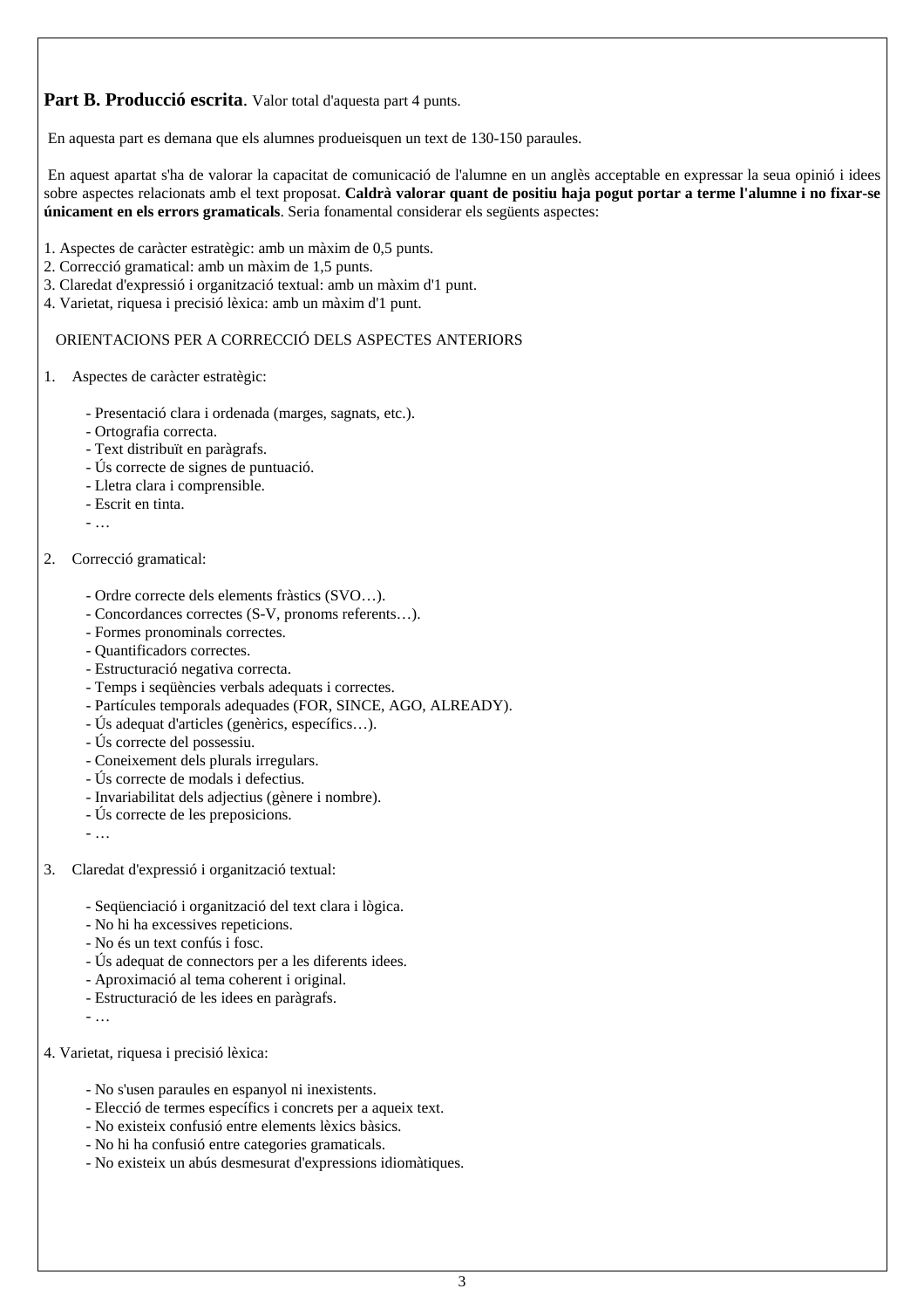**Part B. Producció escrita**. Valor total d'aquesta part 4 punts.

En aquesta part es demana que els alumnes produeisquen un text de 130-150 paraules.

En aquest apartat s'ha de valorar la capacitat de comunicació de l'alumne en un anglès acceptable en expressar la seua opinió i idees sobre aspectes relacionats amb el text proposat. **Caldrà valorar quant de positiu haja pogut portar a terme l'alumne i no fixar-se únicament en els errors gramaticals**. Seria fonamental considerar els següents aspectes:

1. Aspectes de caràcter estratègic: amb un màxim de 0,5 punts.
2. Correcció gramatical: amb un màxim de 1,5 punts.
3. Claredat d'expressió i organització textual: amb un màxim d'1 punt.
4. Varietat, riquesa i precisió lèxica: amb un màxim d'1 punt.

ORIENTACIONS PER A CORRECCIÓ DELS ASPECTES ANTERIORS

1. Aspectes de caràcter estratègic:

   - Presentació clara i ordenada (marges, sagnats, etc.).
   - Ortografia correcta.
   - Text distribuït en paràgrafs.
   - Ús correcte de signes de puntuació.
   - Lletra clara i comprensible.
   - Escrit en tinta.
   - …

2. Correcció gramatical:

   - Ordre correcte dels elements fràstics (SVO…).
   - Concordances correctes (S-V, pronoms referents…).
   - Formes pronominals correctes.
   - Quantificadors correctes.
   - Estructuració negativa correcta.
   - Temps i seqüències verbals adequats i correctes.
   - Partícules temporals adequades (FOR, SINCE, AGO, ALREADY).
   - Ús adequat d'articles (genèrics, específics…).
   - Ús correcte del possessiu.
   - Coneixement dels plurals irregulars.
   - Ús correcte de modals i defectius.
   - Invariabilitat dels adjectius (gènere i nombre).
   - Ús correcte de les preposicions.
   - …

3. Claredat d'expressió i organització textual:

   - Seqüenciació i organització del text clara i lògica.
   - No hi ha excessives repeticions.
   - No és un text confús i fosc.
   - Ús adequat de connectors per a les diferents idees.
   - Aproximació al tema coherent i original.
   - Estructuració de les idees en paràgrafs.
   - …

4. Varietat, riquesa i precisió lèxica:

   - No s'usen paraules en espanyol ni inexistents.
   - Elecció de termes específics i concrets per a aqueix text.
   - No existeix confusió entre elements lèxics bàsics.
   - No hi ha confusió entre categories gramaticals.
   - No existeix un abús desmesurat d'expressions idiomàtiques.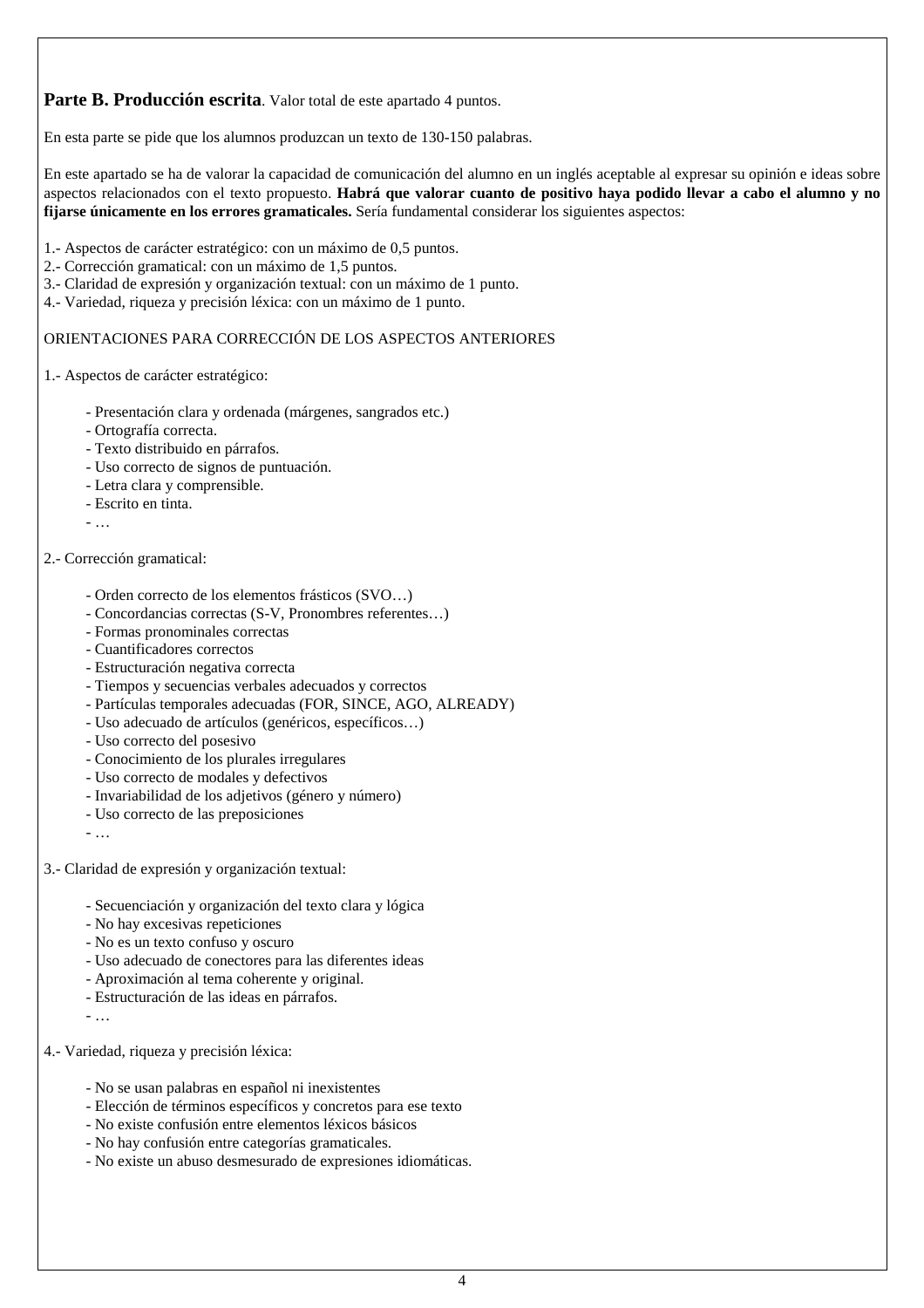**Parte B. Producción escrita**. Valor total de este apartado 4 puntos.

En esta parte se pide que los alumnos produzcan un texto de 130-150 palabras.

En este apartado se ha de valorar la capacidad de comunicación del alumno en un inglés aceptable al expresar su opinión e ideas sobre aspectos relacionados con el texto propuesto. **Habrá que valorar cuanto de positivo haya podido llevar a cabo el alumno y no fijarse únicamente en los errores gramaticales.** Sería fundamental considerar los siguientes aspectos:

1.- Aspectos de carácter estratégico: con un máximo de 0,5 puntos.
2.- Corrección gramatical: con un máximo de 1,5 puntos.
3.- Claridad de expresión y organización textual: con un máximo de 1 punto.
4.- Variedad, riqueza y precisión léxica: con un máximo de 1 punto.

ORIENTACIONES PARA CORRECCIÓN DE LOS ASPECTOS ANTERIORES

1.- Aspectos de carácter estratégico:

- Presentación clara y ordenada (márgenes, sangrados etc.)
- Ortografía correcta.
- Texto distribuido en párrafos.
- Uso correcto de signos de puntuación.
- Letra clara y comprensible.
- Escrito en tinta.
- …

2.- Corrección gramatical:

- Orden correcto de los elementos frásticos (SVO…)
- Concordancias correctas (S-V, Pronombres referentes…)
- Formas pronominales correctas
- Cuantificadores correctos
- Estructuración negativa correcta
- Tiempos y secuencias verbales adecuados y correctos
- Partículas temporales adecuadas (FOR, SINCE, AGO, ALREADY)
- Uso adecuado de artículos (genéricos, específicos…)
- Uso correcto del posesivo
- Conocimiento de los plurales irregulares
- Uso correcto de modales y defectivos
- Invariabilidad de los adjetivos (género y número)
- Uso correcto de las preposiciones
- …

3.- Claridad de expresión y organización textual:

- Secuenciación y organización del texto clara y lógica
- No hay excesivas repeticiones
- No es un texto confuso y oscuro
- Uso adecuado de conectores para las diferentes ideas
- Aproximación al tema coherente y original.
- Estructuración de las ideas en párrafos.
- …

4.- Variedad, riqueza y precisión léxica:

- No se usan palabras en español ni inexistentes
- Elección de términos específicos y concretos para ese texto
- No existe confusión entre elementos léxicos básicos
- No hay confusión entre categorías gramaticales.
- No existe un abuso desmesurado de expresiones idiomáticas.